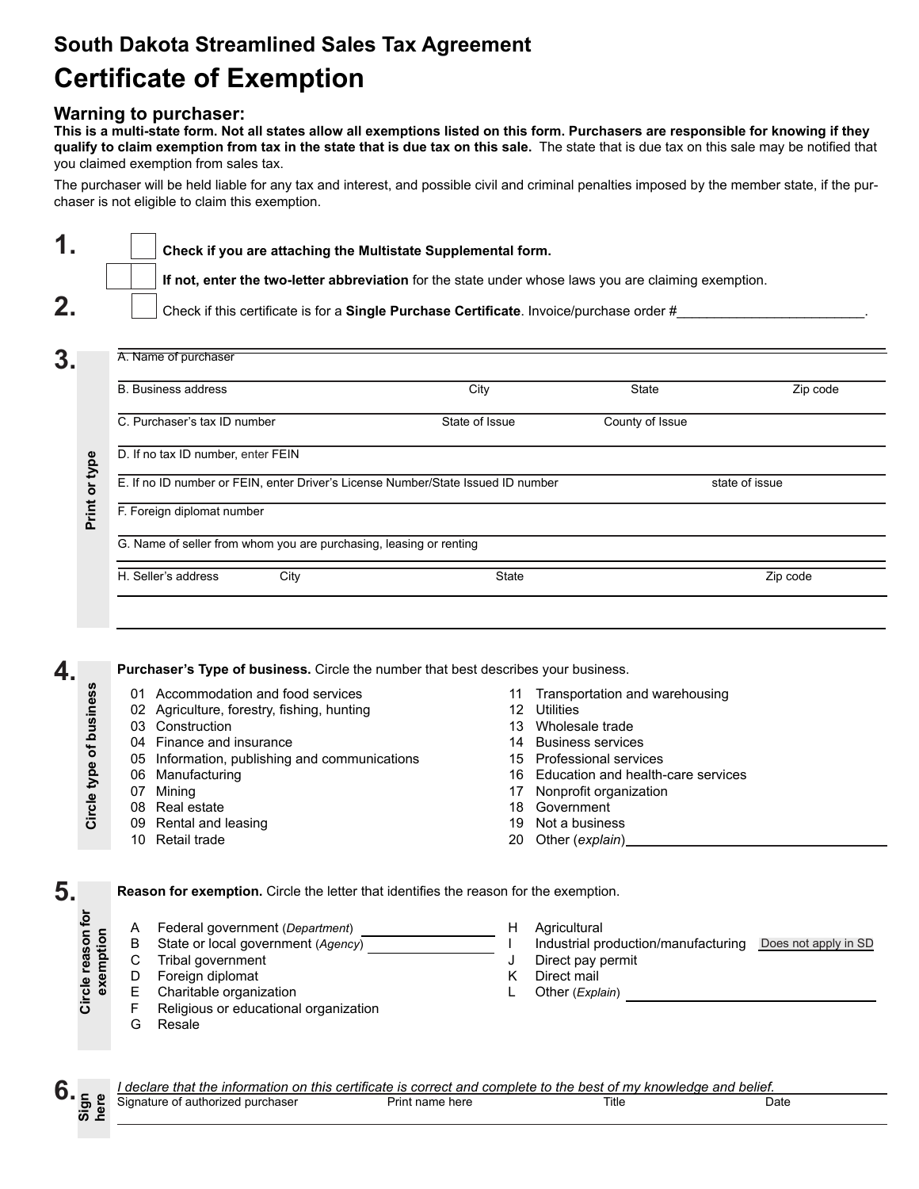# South Dakota Streamlined Sales Tax Agreement

# Certificate of Exemption

## Warning to purchaser:

**This is a multi-state form. Not all states allow all exemptions listed on this form. Purchasers are responsible for knowing if they qualify to claim exemption from tax in the state that is due tax on this sale.** The state that is due tax on this sale may be notified that you claimed exemption from sales tax.

The purchaser will be held liable for any tax and interest, and possible civil and criminal penalties imposed by the member state, if the purchaser is not eligible to claim this exemption.

**1.** ☐ **Check if you are attaching the Multistate Supplemental form.**

☐☐ **If not, enter the two-letter abbreviation** for the state under whose laws you are claiming exemption.

**2.** ☐ Check if this certificate is for a **Single Purchase Certificate**. Invoice/purchase order #\_\_\_\_\_\_\_\_\_\_\_\_\_\_\_\_\_\_\_\_\_\_\_\_.

**3.** Print or type

A. Name of purchaser

B. Business address | City | State | Zip code

C. Purchaser's tax ID number | State of Issue | County of Issue

D. If no tax ID number, enter FEIN

E. If no ID number or FEIN, enter Driver's License Number/State Issued ID number | state of issue

F. Foreign diplomat number

G. Name of seller from whom you are purchasing, leasing or renting

H. Seller's address | City | State | Zip code

**4.** Circle type of business

**Purchaser's Type of business.** Circle the number that best describes your business.

- 01 Accommodation and food services
- 02 Agriculture, forestry, fishing, hunting
- 03 Construction
- 04 Finance and insurance
- 05 Information, publishing and communications
- 06 Manufacturing
- 07 Mining
- 08 Real estate
- 09 Rental and leasing
- 10 Retail trade
- 11 Transportation and warehousing
- 12 Utilities
- 13 Wholesale trade
- 14 Business services
- 15 Professional services
- 16 Education and health-care services
- 17 Nonprofit organization
- 18 Government
- 19 Not a business
- 20 Other (*explain*)\_\_\_\_\_\_\_\_\_\_\_\_\_\_\_\_\_\_\_\_

**5.** Circle reason for exemption

**Reason for exemption.** Circle the letter that identifies the reason for the exemption.

- A Federal government (*Department*) \_\_\_\_\_\_\_\_\_\_\_\_\_\_\_\_
- B State or local government (*Agency*) \_\_\_\_\_\_\_\_\_\_\_\_\_\_\_\_
- C Tribal government
- D Foreign diplomat
- E Charitable organization
- F Religious or educational organization
- G Resale
- H Agricultural
- I Industrial production/manufacturing — Does not apply in SD
- J Direct pay permit
- K Direct mail
- L Other (*Explain*) \_\_\_\_\_\_\_\_\_\_\_\_\_\_\_\_\_\_\_\_

**6.** Sign here

*I declare that the information on this certificate is correct and complete to the best of my knowledge and belief.*

Signature of authorized purchaser | Print name here | Title | Date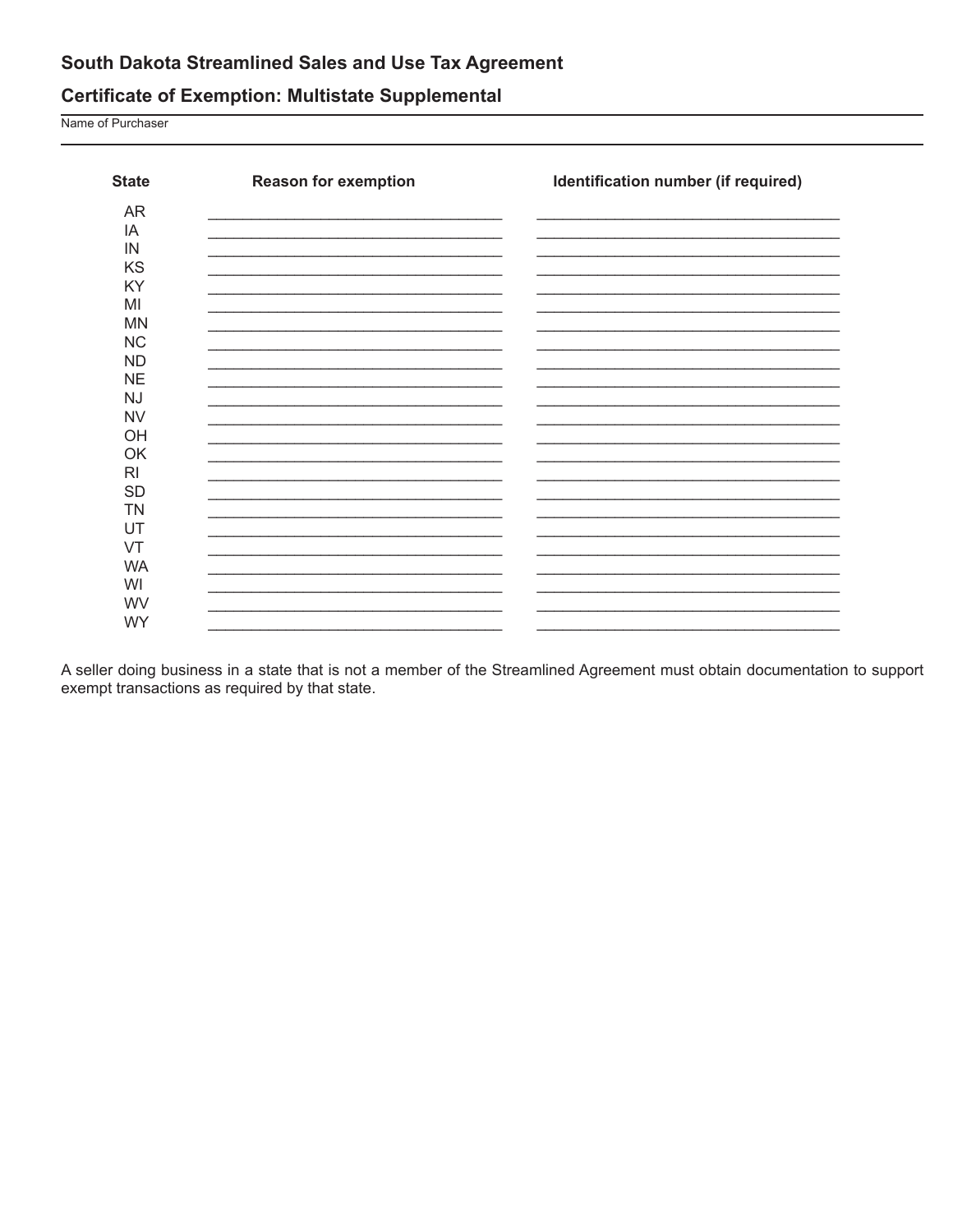## South Dakota Streamlined Sales and Use Tax Agreement

## Certificate of Exemption: Multistate Supplemental

Name of Purchaser

| State | Reason for exemption | Identification number (if required) |
| --- | --- | --- |
| AR | | |
| IA | | |
| IN | | |
| KS | | |
| KY | | |
| MI | | |
| MN | | |
| NC | | |
| ND | | |
| NE | | |
| NJ | | |
| NV | | |
| OH | | |
| OK | | |
| RI | | |
| SD | | |
| TN | | |
| UT | | |
| VT | | |
| WA | | |
| WI | | |
| WV | | |
| WY | | |

A seller doing business in a state that is not a member of the Streamlined Agreement must obtain documentation to support exempt transactions as required by that state.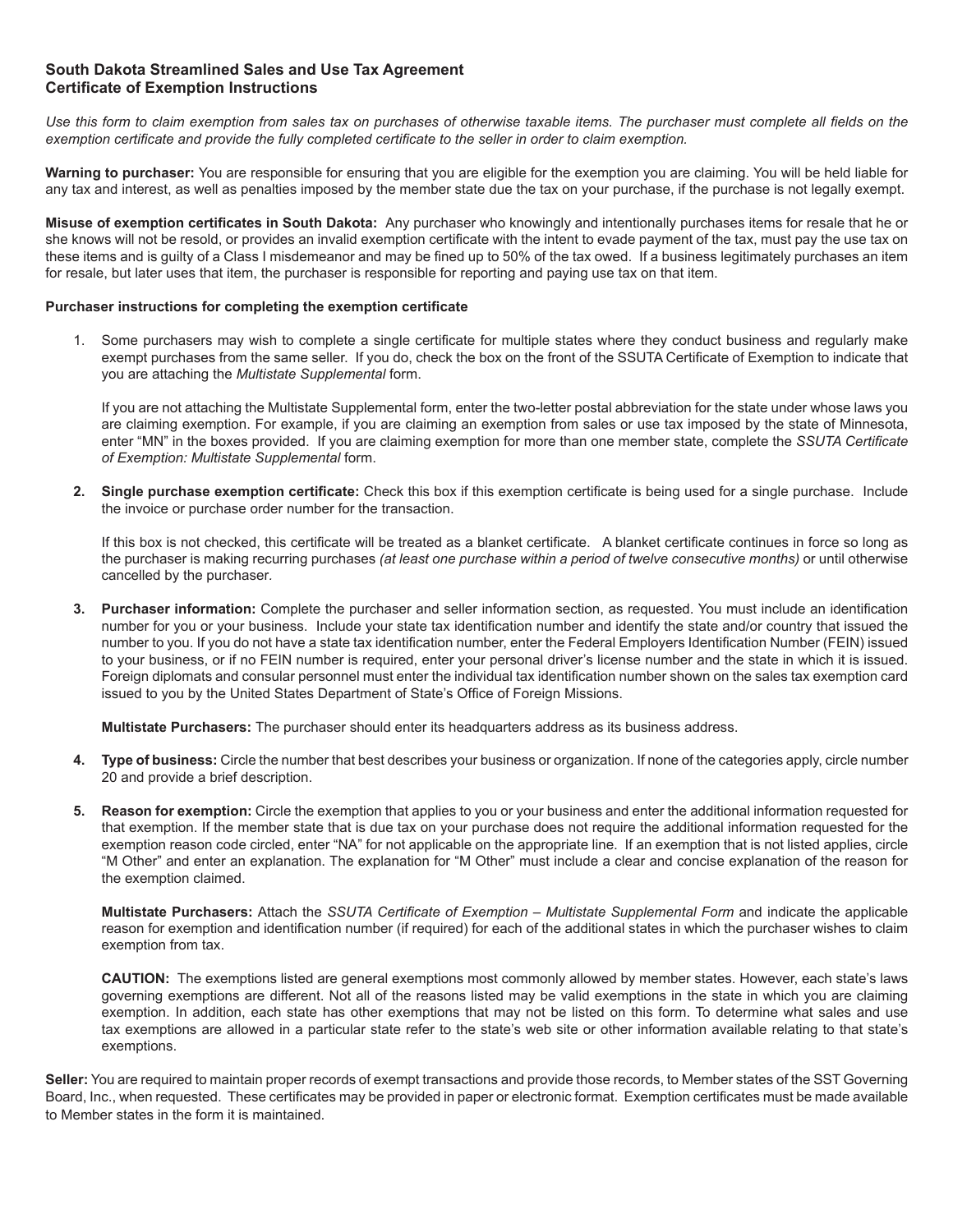## South Dakota Streamlined Sales and Use Tax Agreement
## Certificate of Exemption Instructions

*Use this form to claim exemption from sales tax on purchases of otherwise taxable items. The purchaser must complete all fields on the exemption certificate and provide the fully completed certificate to the seller in order to claim exemption.*

**Warning to purchaser:** You are responsible for ensuring that you are eligible for the exemption you are claiming. You will be held liable for any tax and interest, as well as penalties imposed by the member state due the tax on your purchase, if the purchase is not legally exempt.

**Misuse of exemption certificates in South Dakota:** Any purchaser who knowingly and intentionally purchases items for resale that he or she knows will not be resold, or provides an invalid exemption certificate with the intent to evade payment of the tax, must pay the use tax on these items and is guilty of a Class I misdemeanor and may be fined up to 50% of the tax owed. If a business legitimately purchases an item for resale, but later uses that item, the purchaser is responsible for reporting and paying use tax on that item.

**Purchaser instructions for completing the exemption certificate**

1. Some purchasers may wish to complete a single certificate for multiple states where they conduct business and regularly make exempt purchases from the same seller. If you do, check the box on the front of the SSUTA Certificate of Exemption to indicate that you are attaching the *Multistate Supplemental* form.

   If you are not attaching the Multistate Supplemental form, enter the two-letter postal abbreviation for the state under whose laws you are claiming exemption. For example, if you are claiming an exemption from sales or use tax imposed by the state of Minnesota, enter "MN" in the boxes provided. If you are claiming exemption for more than one member state, complete the *SSUTA Certificate of Exemption: Multistate Supplemental* form.

2. **Single purchase exemption certificate:** Check this box if this exemption certificate is being used for a single purchase. Include the invoice or purchase order number for the transaction.

   If this box is not checked, this certificate will be treated as a blanket certificate. A blanket certificate continues in force so long as the purchaser is making recurring purchases *(at least one purchase within a period of twelve consecutive months)* or until otherwise cancelled by the purchaser.

3. **Purchaser information:** Complete the purchaser and seller information section, as requested. You must include an identification number for you or your business. Include your state tax identification number and identify the state and/or country that issued the number to you. If you do not have a state tax identification number, enter the Federal Employers Identification Number (FEIN) issued to your business, or if no FEIN number is required, enter your personal driver's license number and the state in which it is issued. Foreign diplomats and consular personnel must enter the individual tax identification number shown on the sales tax exemption card issued to you by the United States Department of State's Office of Foreign Missions.

   **Multistate Purchasers:** The purchaser should enter its headquarters address as its business address.

4. **Type of business:** Circle the number that best describes your business or organization. If none of the categories apply, circle number 20 and provide a brief description.

5. **Reason for exemption:** Circle the exemption that applies to you or your business and enter the additional information requested for that exemption. If the member state that is due tax on your purchase does not require the additional information requested for the exemption reason code circled, enter "NA" for not applicable on the appropriate line. If an exemption that is not listed applies, circle "M Other" and enter an explanation. The explanation for "M Other" must include a clear and concise explanation of the reason for the exemption claimed.

   **Multistate Purchasers:** Attach the *SSUTA Certificate of Exemption – Multistate Supplemental Form* and indicate the applicable reason for exemption and identification number (if required) for each of the additional states in which the purchaser wishes to claim exemption from tax.

   **CAUTION:** The exemptions listed are general exemptions most commonly allowed by member states. However, each state's laws governing exemptions are different. Not all of the reasons listed may be valid exemptions in the state in which you are claiming exemption. In addition, each state has other exemptions that may not be listed on this form. To determine what sales and use tax exemptions are allowed in a particular state refer to the state's web site or other information available relating to that state's exemptions.

**Seller:** You are required to maintain proper records of exempt transactions and provide those records, to Member states of the SST Governing Board, Inc., when requested. These certificates may be provided in paper or electronic format. Exemption certificates must be made available to Member states in the form it is maintained.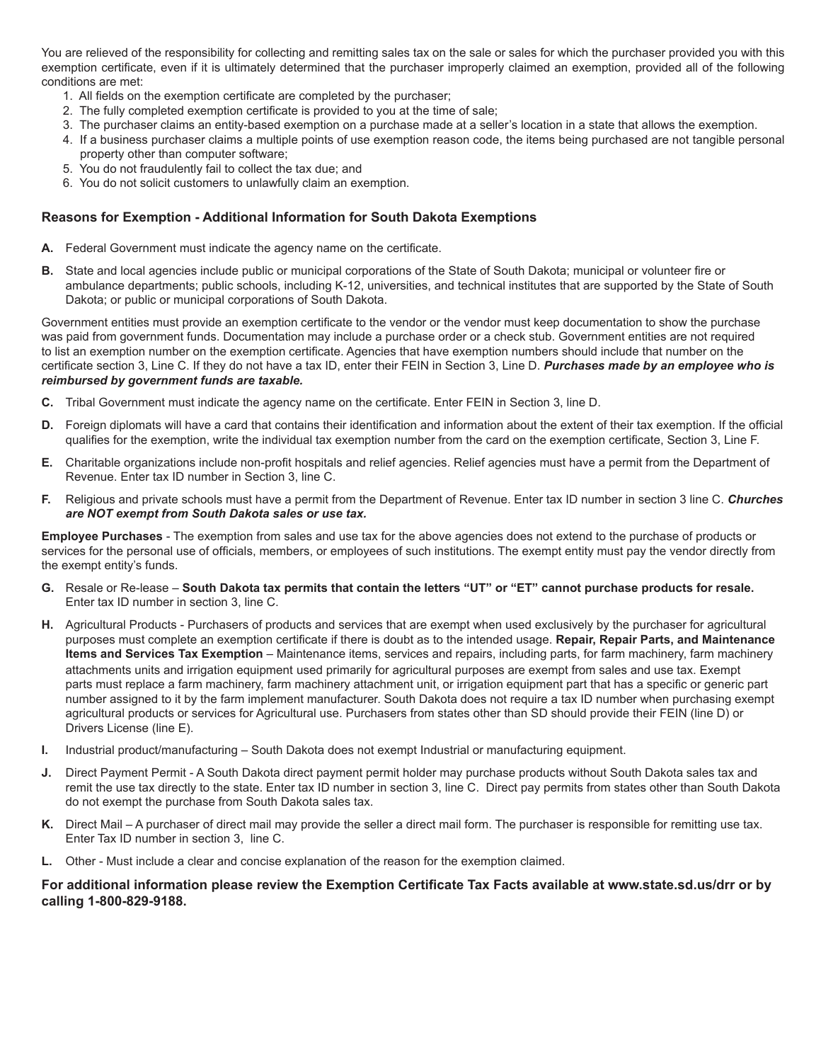You are relieved of the responsibility for collecting and remitting sales tax on the sale or sales for which the purchaser provided you with this exemption certificate, even if it is ultimately determined that the purchaser improperly claimed an exemption, provided all of the following conditions are met:

1. All fields on the exemption certificate are completed by the purchaser;
2. The fully completed exemption certificate is provided to you at the time of sale;
3. The purchaser claims an entity-based exemption on a purchase made at a seller's location in a state that allows the exemption.
4. If a business purchaser claims a multiple points of use exemption reason code, the items being purchased are not tangible personal property other than computer software;
5. You do not fraudulently fail to collect the tax due; and
6. You do not solicit customers to unlawfully claim an exemption.

### Reasons for Exemption - Additional Information for South Dakota Exemptions

**A.** Federal Government must indicate the agency name on the certificate.

**B.** State and local agencies include public or municipal corporations of the State of South Dakota; municipal or volunteer fire or ambulance departments; public schools, including K-12, universities, and technical institutes that are supported by the State of South Dakota; or public or municipal corporations of South Dakota.

Government entities must provide an exemption certificate to the vendor or the vendor must keep documentation to show the purchase was paid from government funds. Documentation may include a purchase order or a check stub. Government entities are not required to list an exemption number on the exemption certificate. Agencies that have exemption numbers should include that number on the certificate section 3, Line C. If they do not have a tax ID, enter their FEIN in Section 3, Line D. ***Purchases made by an employee who is reimbursed by government funds are taxable.***

**C.** Tribal Government must indicate the agency name on the certificate. Enter FEIN in Section 3, line D.

**D.** Foreign diplomats will have a card that contains their identification and information about the extent of their tax exemption. If the official qualifies for the exemption, write the individual tax exemption number from the card on the exemption certificate, Section 3, Line F.

**E.** Charitable organizations include non-profit hospitals and relief agencies. Relief agencies must have a permit from the Department of Revenue. Enter tax ID number in Section 3, line C.

**F.** Religious and private schools must have a permit from the Department of Revenue. Enter tax ID number in section 3 line C. ***Churches are NOT exempt from South Dakota sales or use tax.***

**Employee Purchases** - The exemption from sales and use tax for the above agencies does not extend to the purchase of products or services for the personal use of officials, members, or employees of such institutions. The exempt entity must pay the vendor directly from the exempt entity's funds.

**G.** Resale or Re-lease – **South Dakota tax permits that contain the letters "UT" or "ET" cannot purchase products for resale.** Enter tax ID number in section 3, line C.

**H.** Agricultural Products - Purchasers of products and services that are exempt when used exclusively by the purchaser for agricultural purposes must complete an exemption certificate if there is doubt as to the intended usage. **Repair, Repair Parts, and Maintenance Items and Services Tax Exemption** – Maintenance items, services and repairs, including parts, for farm machinery, farm machinery attachments units and irrigation equipment used primarily for agricultural purposes are exempt from sales and use tax. Exempt parts must replace a farm machinery, farm machinery attachment unit, or irrigation equipment part that has a specific or generic part number assigned to it by the farm implement manufacturer. South Dakota does not require a tax ID number when purchasing exempt agricultural products or services for Agricultural use. Purchasers from states other than SD should provide their FEIN (line D) or Drivers License (line E).

**I.** Industrial product/manufacturing – South Dakota does not exempt Industrial or manufacturing equipment.

**J.** Direct Payment Permit - A South Dakota direct payment permit holder may purchase products without South Dakota sales tax and remit the use tax directly to the state. Enter tax ID number in section 3, line C. Direct pay permits from states other than South Dakota do not exempt the purchase from South Dakota sales tax.

**K.** Direct Mail – A purchaser of direct mail may provide the seller a direct mail form. The purchaser is responsible for remitting use tax. Enter Tax ID number in section 3, line C.

**L.** Other - Must include a clear and concise explanation of the reason for the exemption claimed.

**For additional information please review the Exemption Certificate Tax Facts available at www.state.sd.us/drr or by calling 1-800-829-9188.**